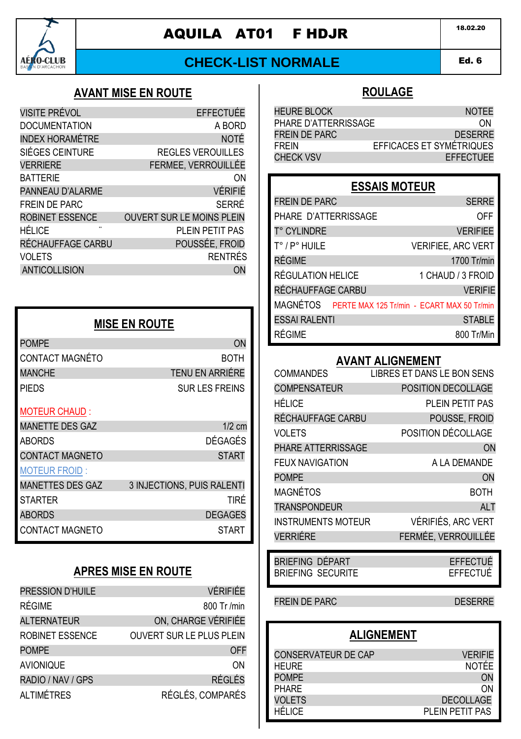# AQUILA AT01 F HDJR

18.02.20

## CHECK-LIST NORMALE

Ed. 6

## AVANT MISE EN ROUTE

| | |
|---|---|
| VISITE PRÉVOL | EFFECTUÉE |
| DOCUMENTATION | A BORD |
| INDEX HORAMÉTRE | NOTÉ |
| SIÉGES CEINTURE | REGLES VEROUILLES |
| VERRIERE | FERMEE, VERROUILLÉE |
| BATTERIE | ON |
| PANNEAU D'ALARME | VÉRIFIÉ |
| FREIN DE PARC | SERRÉ |
| ROBINET ESSENCE | OUVERT SUR LE MOINS PLEIN |
| HÉLICE | PLEIN PETIT PAS |
| RÉCHAUFFAGE CARBU | POUSSÉE, FROID |
| VOLETS | RENTRÉS |
| ANTICOLLISION | ON |

## MISE EN ROUTE

| | |
|---|---|
| POMPE | ON |
| CONTACT MAGNÉTO | BOTH |
| MANCHE | TENU EN ARRIÉRE |
| PIEDS | SUR LES FREINS |

MOTEUR CHAUD :

| | |
|---|---|
| MANETTE DES GAZ | 1/2 cm |
| ABORDS | DÉGAGÉS |
| CONTACT MAGNETO | START |

MOTEUR FROID :

| | |
|---|---|
| MANETTES DES GAZ | 3 INJECTIONS, PUIS RALENTI |
| STARTER | TIRÉ |
| ABORDS | DEGAGES |
| CONTACT MAGNETO | START |

## APRES MISE EN ROUTE

| | |
|---|---|
| PRESSION D'HUILE | VÉRIFIÉE |
| RÉGIME | 800 Tr /min |
| ALTERNATEUR | ON, CHARGE VÉRIFIÉE |
| ROBINET ESSENCE | OUVERT SUR LE PLUS PLEIN |
| POMPE | OFF |
| AVIONIQUE | ON |
| RADIO / NAV / GPS | RÉGLÉS |
| ALTIMÉTRES | RÉGLÉS, COMPARÉS |

## ROULAGE

| | |
|---|---|
| HEURE BLOCK | NOTEE |
| PHARE D'ATTERRISSAGE | ON |
| FREIN DE PARC | DESERRE |
| FREIN | EFFICACES ET SYMÉTRIQUES |
| CHECK VSV | EFFECTUEE |

## ESSAIS MOTEUR

| | |
|---|---|
| FREIN DE PARC | SERRE |
| PHARE D'ATTERRISSAGE | OFF |
| T° CYLINDRE | VERIFIEE |
| T° / P° HUILE | VERIFIEE, ARC VERT |
| RÉGIME | 1700 Tr/min |
| RÉGULATION HELICE | 1 CHAUD / 3 FROID |
| RÉCHAUFFAGE CARBU | VERIFIE |
| MAGNÉTOS | PERTE MAX 125 Tr/min - ECART MAX 50 Tr/min |
| ESSAI RALENTI | STABLE |
| RÉGIME | 800 Tr/Min |

## AVANT ALIGNEMENT

| | |
|---|---|
| COMMANDES | LIBRES ET DANS LE BON SENS |
| COMPENSATEUR | POSITION DECOLLAGE |
| HÉLICE | PLEIN PETIT PAS |
| RÉCHAUFFAGE CARBU | POUSSE, FROID |
| VOLETS | POSITION DÉCOLLAGE |
| PHARE ATTERRISSAGE | ON |
| FEUX NAVIGATION | A LA DEMANDE |
| POMPE | ON |
| MAGNÉTOS | BOTH |
| TRANSPONDEUR | ALT |
| INSTRUMENTS MOTEUR | VÉRIFIÉS, ARC VERT |
| VERRIÉRE | FERMÉE, VERROUILLÉE |

| | |
|---|---|
| BRIEFING DÉPART | EFFECTUÉ |
| BRIEFING SECURITE | EFFECTUÉ |

| | |
|---|---|
| FREIN DE PARC | DESERRE |

## ALIGNEMENT

| | |
|---|---|
| CONSERVATEUR DE CAP | VERIFIE |
| HEURE | NOTÉE |
| POMPE | ON |
| PHARE | ON |
| VOLETS | DECOLLAGE |
| HÉLICE | PLEIN PETIT PAS |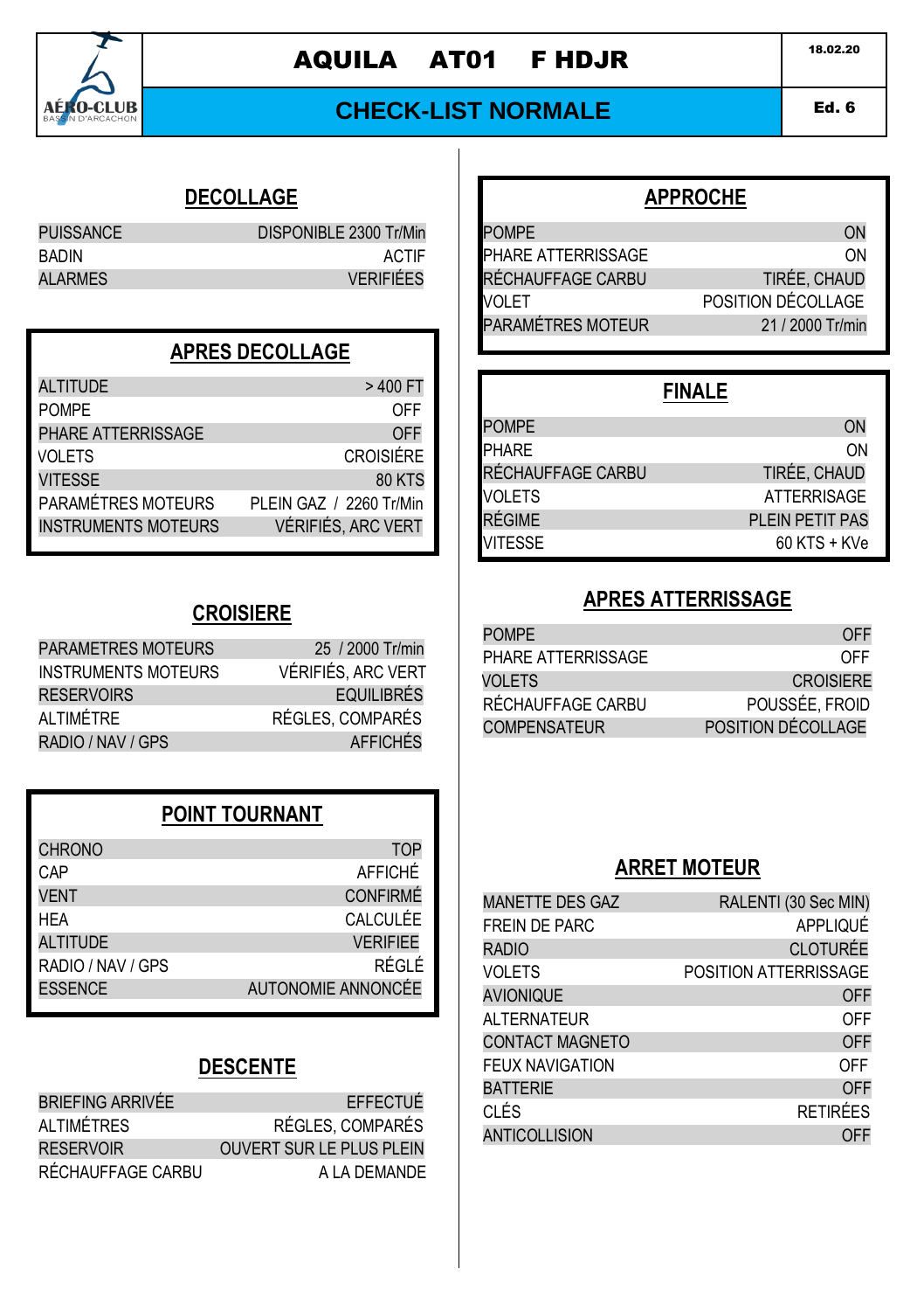# AQUILA AT01 F HDJR

18.02.20

## CHECK-LIST NORMALE

Ed. 6

### DECOLLAGE

| | |
|---|---|
| PUISSANCE | DISPONIBLE 2300 Tr/Min |
| BADIN | ACTIF |
| ALARMES | VERIFIÉES |

### APRES DECOLLAGE

| | |
|---|---|
| ALTITUDE | > 400 FT |
| POMPE | OFF |
| PHARE ATTERRISSAGE | OFF |
| VOLETS | CROISIÈRE |
| VITESSE | 80 KTS |
| PARAMÉTRES MOTEURS | PLEIN GAZ / 2260 Tr/Min |
| INSTRUMENTS MOTEURS | VÉRIFIÉS, ARC VERT |

### CROISIERE

| | |
|---|---|
| PARAMETRES MOTEURS | 25 / 2000 Tr/min |
| INSTRUMENTS MOTEURS | VÉRIFIÉS, ARC VERT |
| RESERVOIRS | EQUILIBRÉS |
| ALTIMÉTRE | RÉGLES, COMPARÉS |
| RADIO / NAV / GPS | AFFICHÉS |

### POINT TOURNANT

| | |
|---|---|
| CHRONO | TOP |
| CAP | AFFICHÉ |
| VENT | CONFIRMÉ |
| HEA | CALCULÉE |
| ALTITUDE | VERIFIEE |
| RADIO / NAV / GPS | RÉGLÉ |
| ESSENCE | AUTONOMIE ANNONCÉE |

### DESCENTE

| | |
|---|---|
| BRIEFING ARRIVÉE | EFFECTUÉ |
| ALTIMÉTRES | RÉGLES, COMPARÉS |
| RESERVOIR | OUVERT SUR LE PLUS PLEIN |
| RÉCHAUFFAGE CARBU | A LA DEMANDE |

### APPROCHE

| | |
|---|---|
| POMPE | ON |
| PHARE ATTERRISSAGE | ON |
| RÉCHAUFFAGE CARBU | TIRÉE, CHAUD |
| VOLET | POSITION DÉCOLLAGE |
| PARAMÉTRES MOTEUR | 21 / 2000 Tr/min |

### FINALE

| | |
|---|---|
| POMPE | ON |
| PHARE | ON |
| RÉCHAUFFAGE CARBU | TIRÉE, CHAUD |
| VOLETS | ATTERRISSAGE |
| RÉGIME | PLEIN PETIT PAS |
| VITESSE | 60 KTS + KVe |

### APRES ATTERRISSAGE

| | |
|---|---|
| POMPE | OFF |
| PHARE ATTERRISSAGE | OFF |
| VOLETS | CROISIERE |
| RÉCHAUFFAGE CARBU | POUSSÉE, FROID |
| COMPENSATEUR | POSITION DÉCOLLAGE |

### ARRET MOTEUR

| | |
|---|---|
| MANETTE DES GAZ | RALENTI (30 Sec MIN) |
| FREIN DE PARC | APPLIQUÉ |
| RADIO | CLOTURÉE |
| VOLETS | POSITION ATTERRISSAGE |
| AVIONIQUE | OFF |
| ALTERNATEUR | OFF |
| CONTACT MAGNETO | OFF |
| FEUX NAVIGATION | OFF |
| BATTERIE | OFF |
| CLÉS | RETIRÉES |
| ANTICOLLISION | OFF |